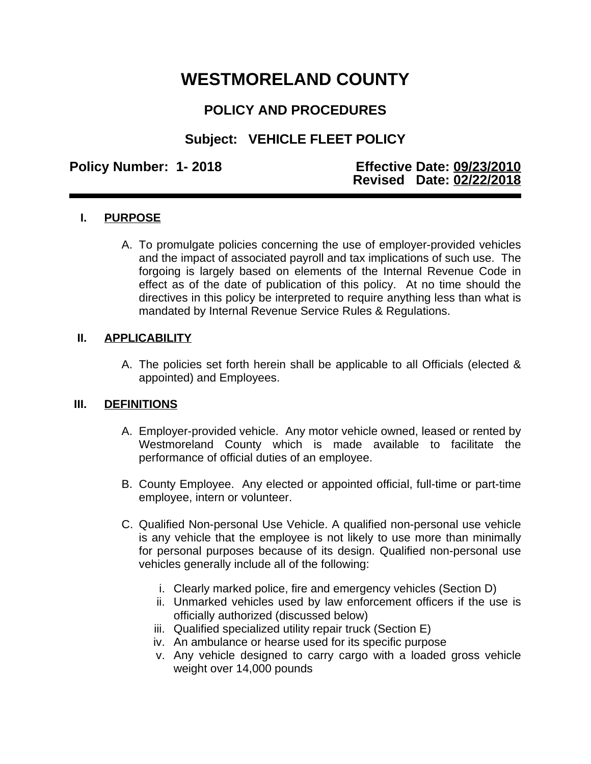# WESTMORELAND COUNTY

## POLICY AND PROCEDURES

## Subject: VEHICLE FLEET POLICY

**Policy Number: 1- 2018** **Effective Date: 09/23/2010**
**Revised Date: 02/22/2018**

---

### I. PURPOSE

A. To promulgate policies concerning the use of employer-provided vehicles and the impact of associated payroll and tax implications of such use. The forgoing is largely based on elements of the Internal Revenue Code in effect as of the date of publication of this policy. At no time should the directives in this policy be interpreted to require anything less than what is mandated by Internal Revenue Service Rules & Regulations.

### II. APPLICABILITY

A. The policies set forth herein shall be applicable to all Officials (elected & appointed) and Employees.

### III. DEFINITIONS

A. Employer-provided vehicle. Any motor vehicle owned, leased or rented by Westmoreland County which is made available to facilitate the performance of official duties of an employee.

B. County Employee. Any elected or appointed official, full-time or part-time employee, intern or volunteer.

C. Qualified Non-personal Use Vehicle. A qualified non-personal use vehicle is any vehicle that the employee is not likely to use more than minimally for personal purposes because of its design. Qualified non-personal use vehicles generally include all of the following:

   i. Clearly marked police, fire and emergency vehicles (Section D)
   ii. Unmarked vehicles used by law enforcement officers if the use is officially authorized (discussed below)
   iii. Qualified specialized utility repair truck (Section E)
   iv. An ambulance or hearse used for its specific purpose
   v. Any vehicle designed to carry cargo with a loaded gross vehicle weight over 14,000 pounds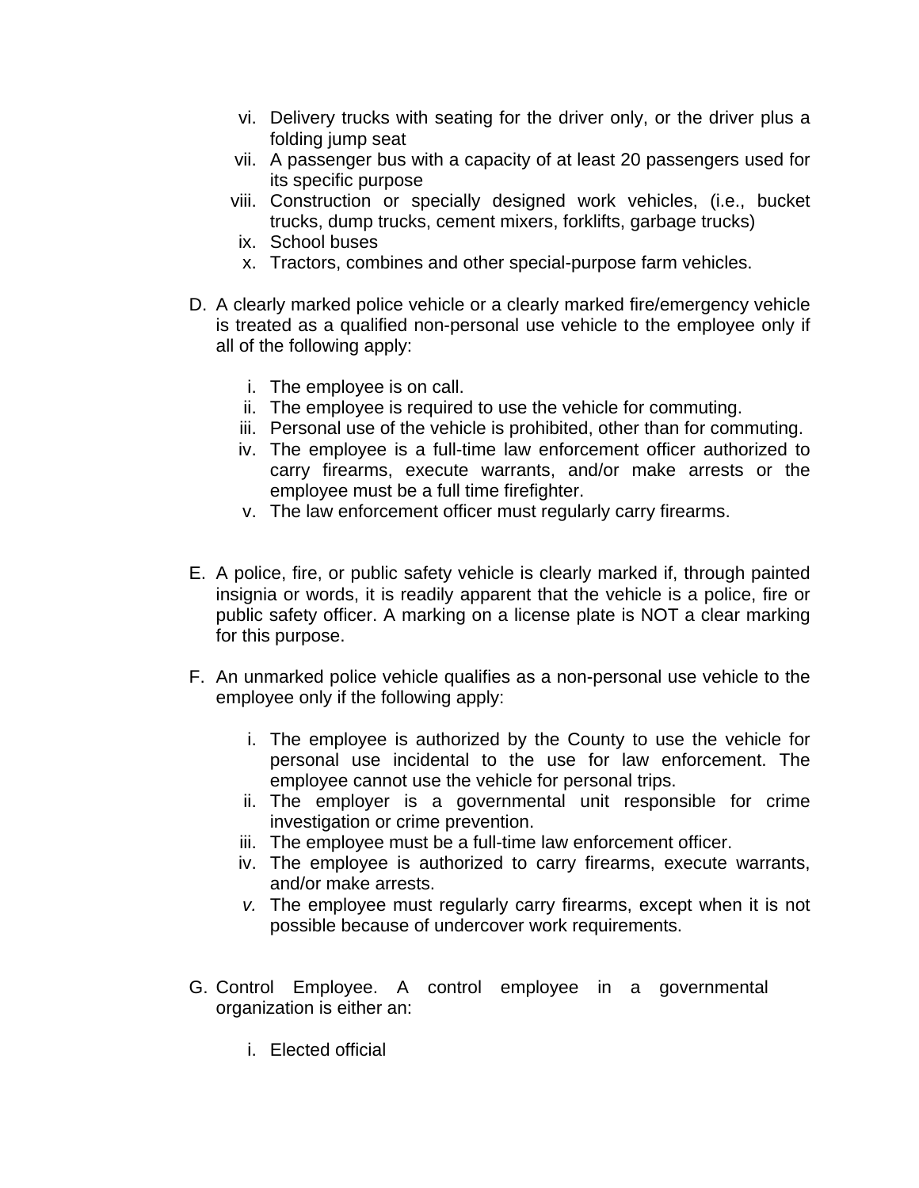vi. Delivery trucks with seating for the driver only, or the driver plus a folding jump seat
vii. A passenger bus with a capacity of at least 20 passengers used for its specific purpose
viii. Construction or specially designed work vehicles, (i.e., bucket trucks, dump trucks, cement mixers, forklifts, garbage trucks)
ix. School buses
x. Tractors, combines and other special-purpose farm vehicles.

D. A clearly marked police vehicle or a clearly marked fire/emergency vehicle is treated as a qualified non-personal use vehicle to the employee only if all of the following apply:

   i. The employee is on call.
   ii. The employee is required to use the vehicle for commuting.
   iii. Personal use of the vehicle is prohibited, other than for commuting.
   iv. The employee is a full-time law enforcement officer authorized to carry firearms, execute warrants, and/or make arrests or the employee must be a full time firefighter.
   v. The law enforcement officer must regularly carry firearms.

E. A police, fire, or public safety vehicle is clearly marked if, through painted insignia or words, it is readily apparent that the vehicle is a police, fire or public safety officer. A marking on a license plate is NOT a clear marking for this purpose.

F. An unmarked police vehicle qualifies as a non-personal use vehicle to the employee only if the following apply:

   i. The employee is authorized by the County to use the vehicle for personal use incidental to the use for law enforcement. The employee cannot use the vehicle for personal trips.
   ii. The employer is a governmental unit responsible for crime investigation or crime prevention.
   iii. The employee must be a full-time law enforcement officer.
   iv. The employee is authorized to carry firearms, execute warrants, and/or make arrests.
   *v.* The employee must regularly carry firearms, except when it is not possible because of undercover work requirements.

G. Control Employee. A control employee in a governmental organization is either an:

   i. Elected official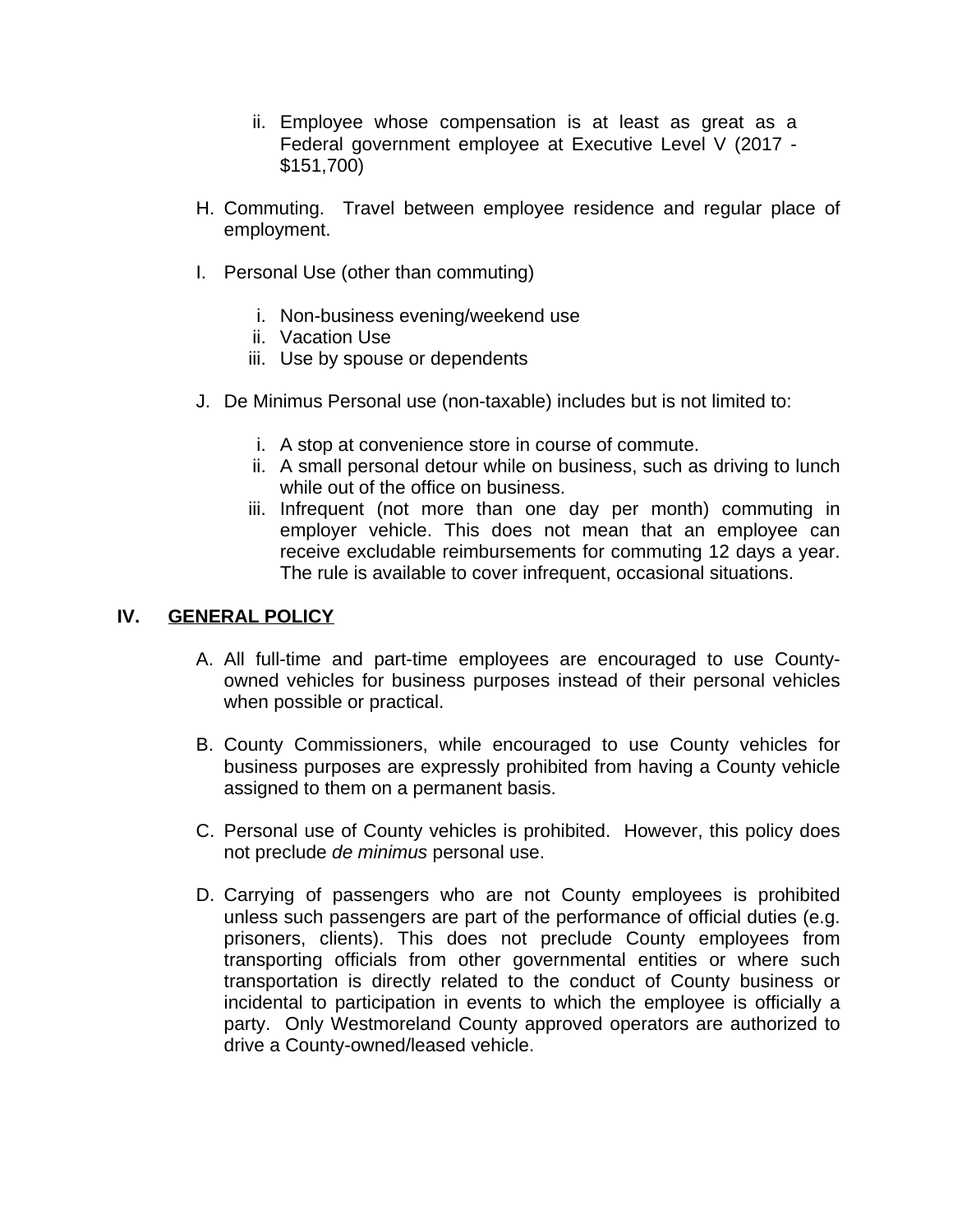ii. Employee whose compensation is at least as great as a Federal government employee at Executive Level V (2017 - $151,700)

H. Commuting. Travel between employee residence and regular place of employment.

I. Personal Use (other than commuting)

   i. Non-business evening/weekend use
   ii. Vacation Use
   iii. Use by spouse or dependents

J. De Minimus Personal use (non-taxable) includes but is not limited to:

   i. A stop at convenience store in course of commute.
   ii. A small personal detour while on business, such as driving to lunch while out of the office on business.
   iii. Infrequent (not more than one day per month) commuting in employer vehicle. This does not mean that an employee can receive excludable reimbursements for commuting 12 days a year. The rule is available to cover infrequent, occasional situations.

## IV. <u>GENERAL POLICY</u>

A. All full-time and part-time employees are encouraged to use County-owned vehicles for business purposes instead of their personal vehicles when possible or practical.

B. County Commissioners, while encouraged to use County vehicles for business purposes are expressly prohibited from having a County vehicle assigned to them on a permanent basis.

C. Personal use of County vehicles is prohibited. However, this policy does not preclude *de minimus* personal use.

D. Carrying of passengers who are not County employees is prohibited unless such passengers are part of the performance of official duties (e.g. prisoners, clients). This does not preclude County employees from transporting officials from other governmental entities or where such transportation is directly related to the conduct of County business or incidental to participation in events to which the employee is officially a party. Only Westmoreland County approved operators are authorized to drive a County-owned/leased vehicle.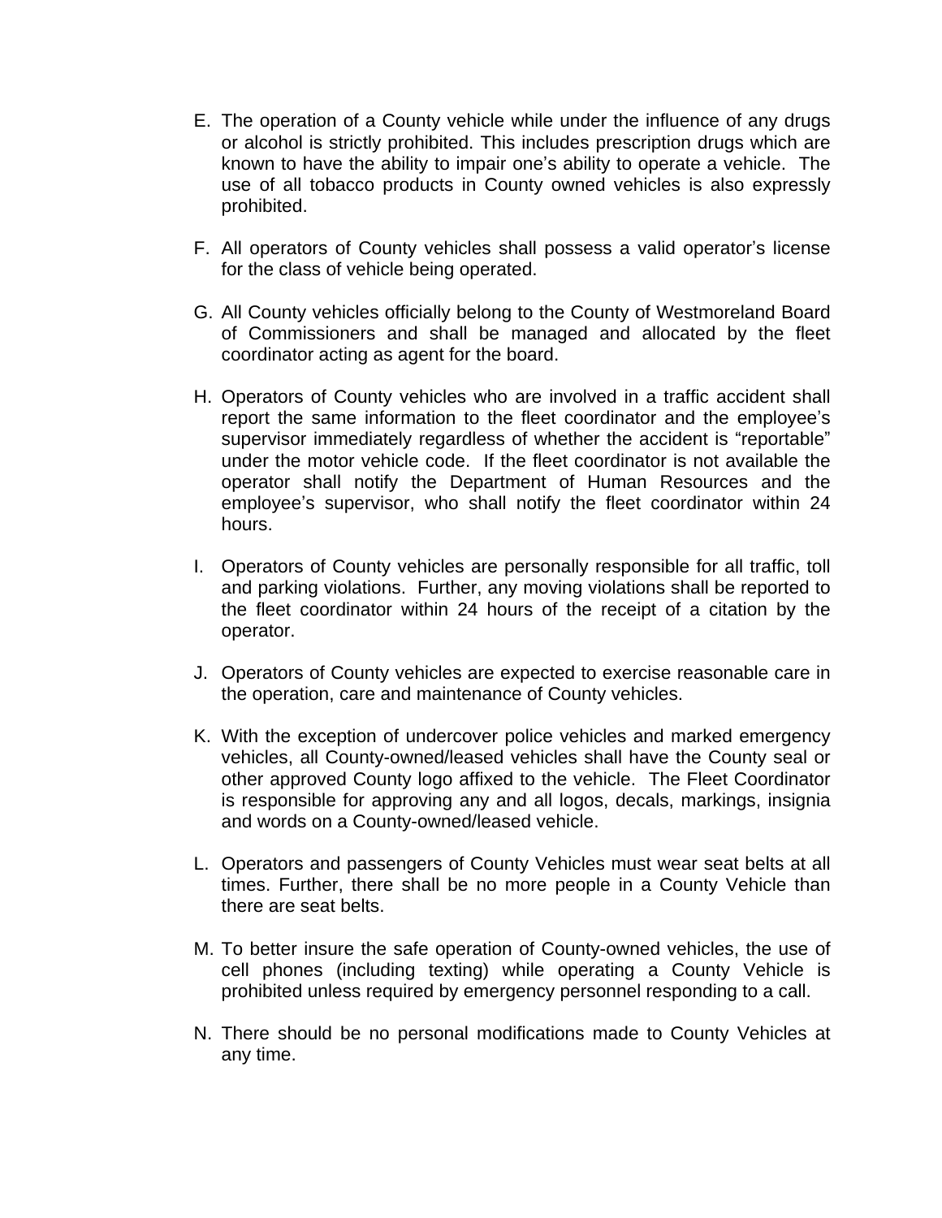E. The operation of a County vehicle while under the influence of any drugs or alcohol is strictly prohibited. This includes prescription drugs which are known to have the ability to impair one's ability to operate a vehicle. The use of all tobacco products in County owned vehicles is also expressly prohibited.

F. All operators of County vehicles shall possess a valid operator's license for the class of vehicle being operated.

G. All County vehicles officially belong to the County of Westmoreland Board of Commissioners and shall be managed and allocated by the fleet coordinator acting as agent for the board.

H. Operators of County vehicles who are involved in a traffic accident shall report the same information to the fleet coordinator and the employee's supervisor immediately regardless of whether the accident is "reportable" under the motor vehicle code. If the fleet coordinator is not available the operator shall notify the Department of Human Resources and the employee's supervisor, who shall notify the fleet coordinator within 24 hours.

I. Operators of County vehicles are personally responsible for all traffic, toll and parking violations. Further, any moving violations shall be reported to the fleet coordinator within 24 hours of the receipt of a citation by the operator.

J. Operators of County vehicles are expected to exercise reasonable care in the operation, care and maintenance of County vehicles.

K. With the exception of undercover police vehicles and marked emergency vehicles, all County-owned/leased vehicles shall have the County seal or other approved County logo affixed to the vehicle. The Fleet Coordinator is responsible for approving any and all logos, decals, markings, insignia and words on a County-owned/leased vehicle.

L. Operators and passengers of County Vehicles must wear seat belts at all times. Further, there shall be no more people in a County Vehicle than there are seat belts.

M. To better insure the safe operation of County-owned vehicles, the use of cell phones (including texting) while operating a County Vehicle is prohibited unless required by emergency personnel responding to a call.

N. There should be no personal modifications made to County Vehicles at any time.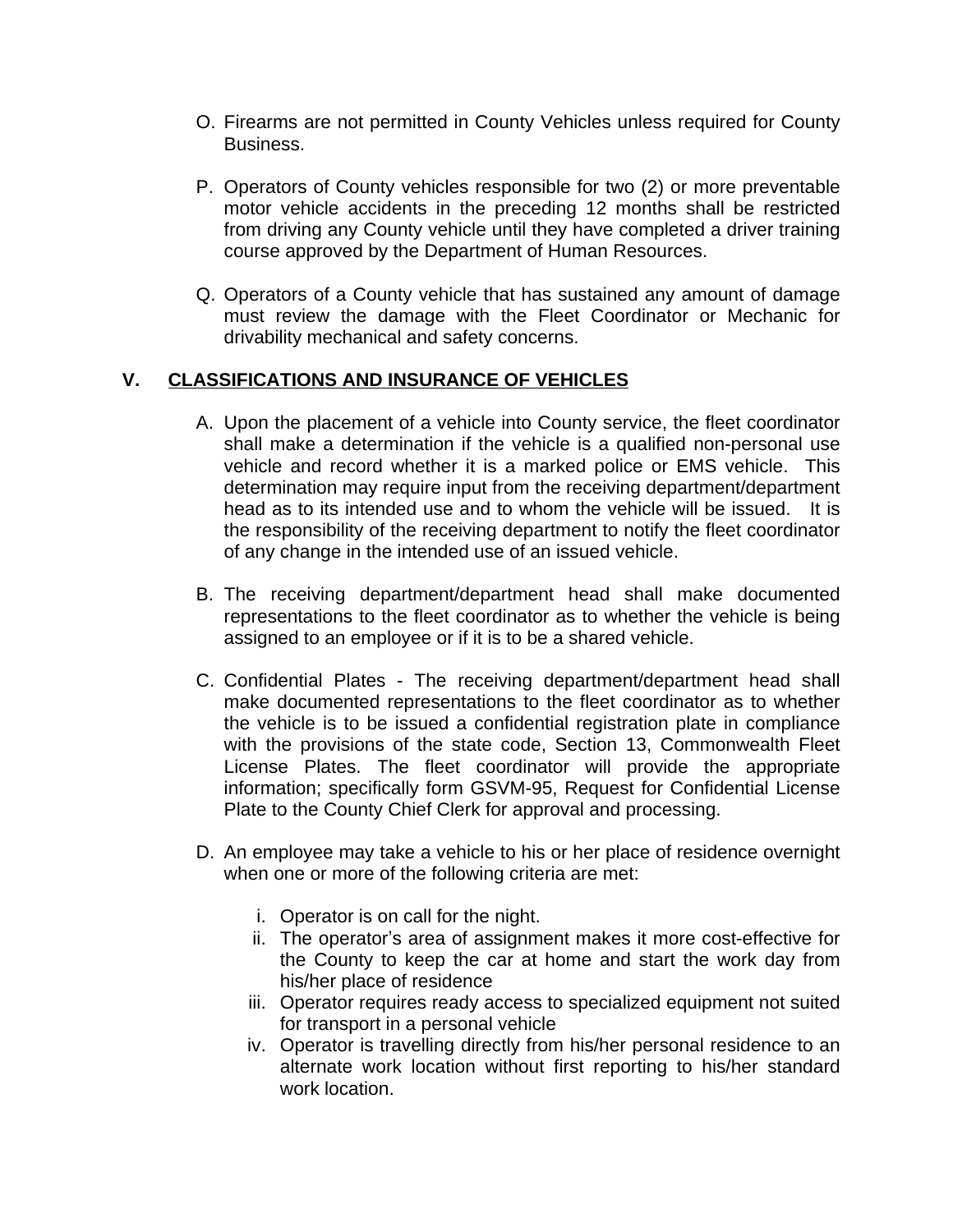O. Firearms are not permitted in County Vehicles unless required for County Business.

P. Operators of County vehicles responsible for two (2) or more preventable motor vehicle accidents in the preceding 12 months shall be restricted from driving any County vehicle until they have completed a driver training course approved by the Department of Human Resources.

Q. Operators of a County vehicle that has sustained any amount of damage must review the damage with the Fleet Coordinator or Mechanic for drivability mechanical and safety concerns.

## V. <u>CLASSIFICATIONS AND INSURANCE OF VEHICLES</u>

A. Upon the placement of a vehicle into County service, the fleet coordinator shall make a determination if the vehicle is a qualified non-personal use vehicle and record whether it is a marked police or EMS vehicle. This determination may require input from the receiving department/department head as to its intended use and to whom the vehicle will be issued. It is the responsibility of the receiving department to notify the fleet coordinator of any change in the intended use of an issued vehicle.

B. The receiving department/department head shall make documented representations to the fleet coordinator as to whether the vehicle is being assigned to an employee or if it is to be a shared vehicle.

C. Confidential Plates - The receiving department/department head shall make documented representations to the fleet coordinator as to whether the vehicle is to be issued a confidential registration plate in compliance with the provisions of the state code, Section 13, Commonwealth Fleet License Plates. The fleet coordinator will provide the appropriate information; specifically form GSVM-95, Request for Confidential License Plate to the County Chief Clerk for approval and processing.

D. An employee may take a vehicle to his or her place of residence overnight when one or more of the following criteria are met:

   i. Operator is on call for the night.
   ii. The operator's area of assignment makes it more cost-effective for the County to keep the car at home and start the work day from his/her place of residence
   iii. Operator requires ready access to specialized equipment not suited for transport in a personal vehicle
   iv. Operator is travelling directly from his/her personal residence to an alternate work location without first reporting to his/her standard work location.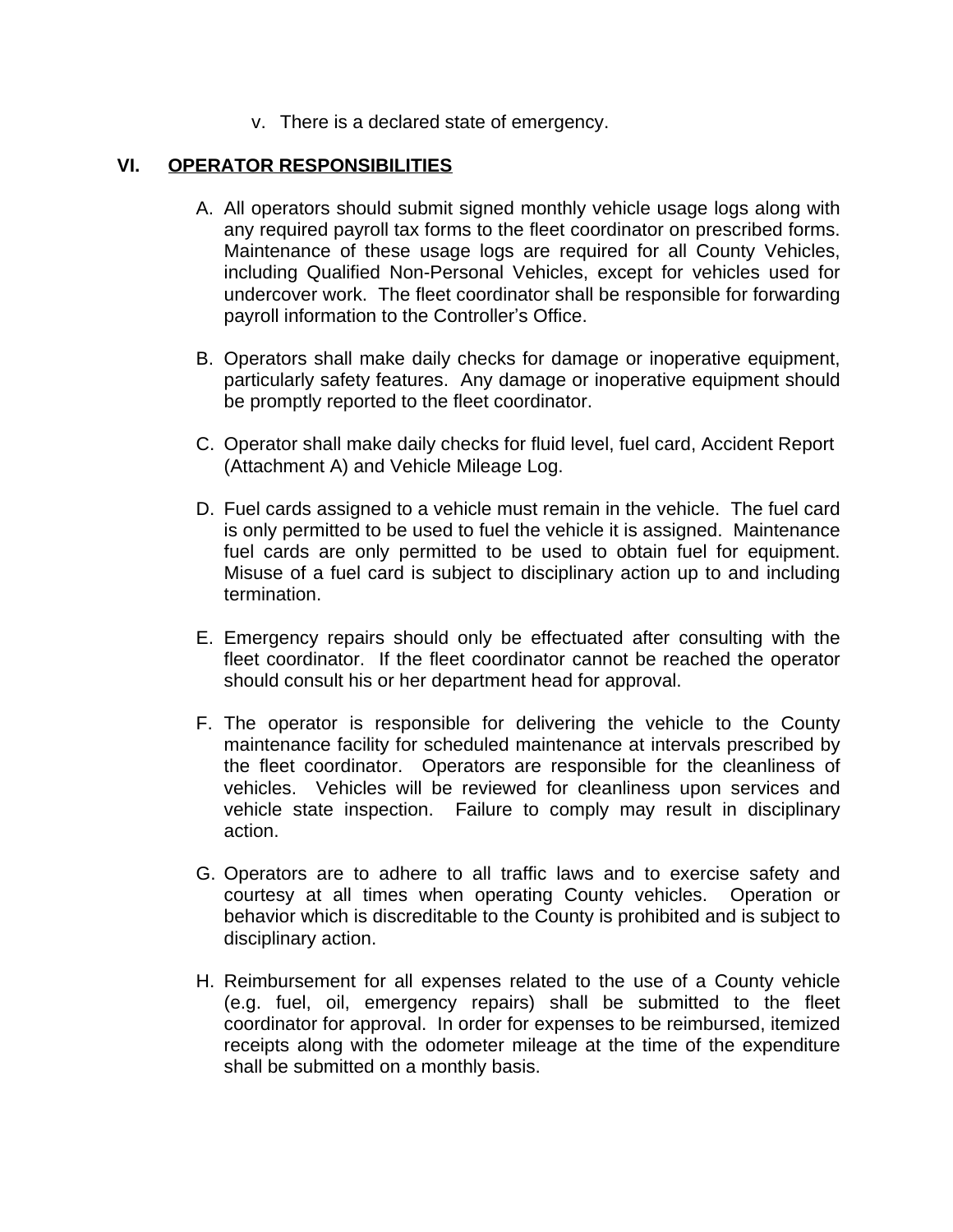v. There is a declared state of emergency.

## VI. OPERATOR RESPONSIBILITIES

A. All operators should submit signed monthly vehicle usage logs along with any required payroll tax forms to the fleet coordinator on prescribed forms. Maintenance of these usage logs are required for all County Vehicles, including Qualified Non-Personal Vehicles, except for vehicles used for undercover work. The fleet coordinator shall be responsible for forwarding payroll information to the Controller's Office.

B. Operators shall make daily checks for damage or inoperative equipment, particularly safety features. Any damage or inoperative equipment should be promptly reported to the fleet coordinator.

C. Operator shall make daily checks for fluid level, fuel card, Accident Report (Attachment A) and Vehicle Mileage Log.

D. Fuel cards assigned to a vehicle must remain in the vehicle. The fuel card is only permitted to be used to fuel the vehicle it is assigned. Maintenance fuel cards are only permitted to be used to obtain fuel for equipment. Misuse of a fuel card is subject to disciplinary action up to and including termination.

E. Emergency repairs should only be effectuated after consulting with the fleet coordinator. If the fleet coordinator cannot be reached the operator should consult his or her department head for approval.

F. The operator is responsible for delivering the vehicle to the County maintenance facility for scheduled maintenance at intervals prescribed by the fleet coordinator. Operators are responsible for the cleanliness of vehicles. Vehicles will be reviewed for cleanliness upon services and vehicle state inspection. Failure to comply may result in disciplinary action.

G. Operators are to adhere to all traffic laws and to exercise safety and courtesy at all times when operating County vehicles. Operation or behavior which is discreditable to the County is prohibited and is subject to disciplinary action.

H. Reimbursement for all expenses related to the use of a County vehicle (e.g. fuel, oil, emergency repairs) shall be submitted to the fleet coordinator for approval. In order for expenses to be reimbursed, itemized receipts along with the odometer mileage at the time of the expenditure shall be submitted on a monthly basis.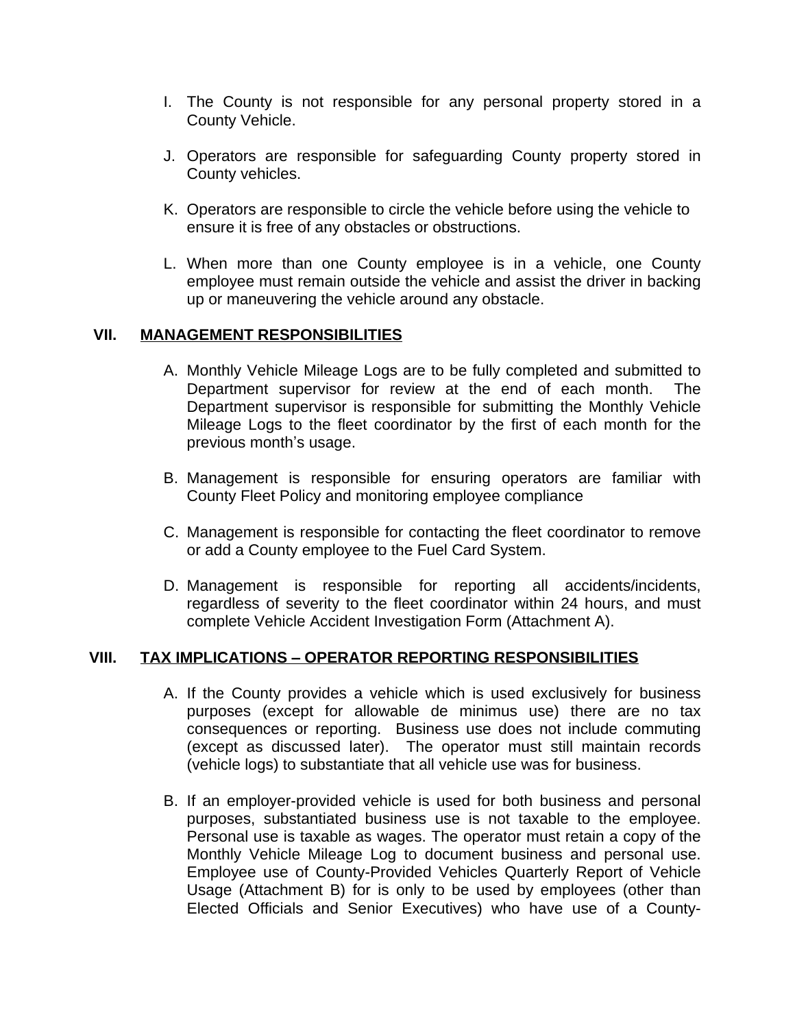I. The County is not responsible for any personal property stored in a County Vehicle.

J. Operators are responsible for safeguarding County property stored in County vehicles.

K. Operators are responsible to circle the vehicle before using the vehicle to ensure it is free of any obstacles or obstructions.

L. When more than one County employee is in a vehicle, one County employee must remain outside the vehicle and assist the driver in backing up or maneuvering the vehicle around any obstacle.

## VII. <u>MANAGEMENT RESPONSIBILITIES</u>

A. Monthly Vehicle Mileage Logs are to be fully completed and submitted to Department supervisor for review at the end of each month. The Department supervisor is responsible for submitting the Monthly Vehicle Mileage Logs to the fleet coordinator by the first of each month for the previous month's usage.

B. Management is responsible for ensuring operators are familiar with County Fleet Policy and monitoring employee compliance

C. Management is responsible for contacting the fleet coordinator to remove or add a County employee to the Fuel Card System.

D. Management is responsible for reporting all accidents/incidents, regardless of severity to the fleet coordinator within 24 hours, and must complete Vehicle Accident Investigation Form (Attachment A).

## VIII. <u>TAX IMPLICATIONS – OPERATOR REPORTING RESPONSIBILITIES</u>

A. If the County provides a vehicle which is used exclusively for business purposes (except for allowable de minimus use) there are no tax consequences or reporting. Business use does not include commuting (except as discussed later). The operator must still maintain records (vehicle logs) to substantiate that all vehicle use was for business.

B. If an employer-provided vehicle is used for both business and personal purposes, substantiated business use is not taxable to the employee. Personal use is taxable as wages. The operator must retain a copy of the Monthly Vehicle Mileage Log to document business and personal use. Employee use of County-Provided Vehicles Quarterly Report of Vehicle Usage (Attachment B) for is only to be used by employees (other than Elected Officials and Senior Executives) who have use of a County-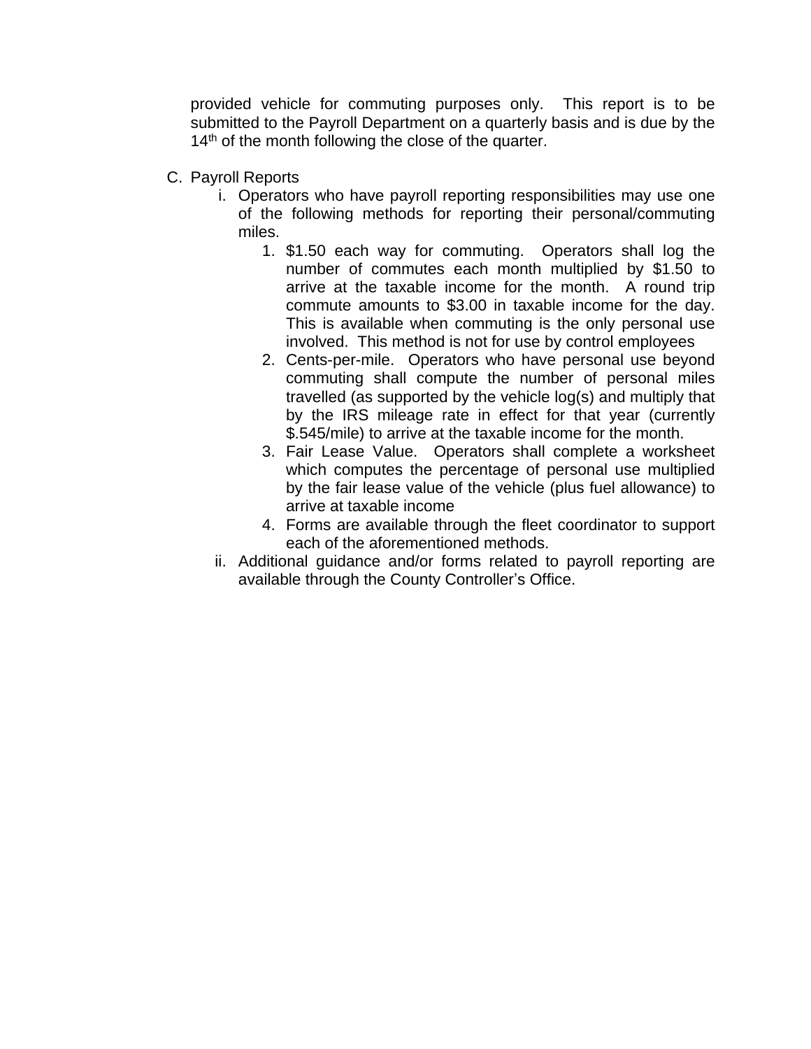provided vehicle for commuting purposes only. This report is to be submitted to the Payroll Department on a quarterly basis and is due by the 14th of the month following the close of the quarter.

C. Payroll Reports

   i. Operators who have payroll reporting responsibilities may use one of the following methods for reporting their personal/commuting miles.

      1. $1.50 each way for commuting. Operators shall log the number of commutes each month multiplied by $1.50 to arrive at the taxable income for the month. A round trip commute amounts to $3.00 in taxable income for the day. This is available when commuting is the only personal use involved. This method is not for use by control employees
      2. Cents-per-mile. Operators who have personal use beyond commuting shall compute the number of personal miles travelled (as supported by the vehicle log(s) and multiply that by the IRS mileage rate in effect for that year (currently $.545/mile) to arrive at the taxable income for the month.
      3. Fair Lease Value. Operators shall complete a worksheet which computes the percentage of personal use multiplied by the fair lease value of the vehicle (plus fuel allowance) to arrive at taxable income
      4. Forms are available through the fleet coordinator to support each of the aforementioned methods.

   ii. Additional guidance and/or forms related to payroll reporting are available through the County Controller's Office.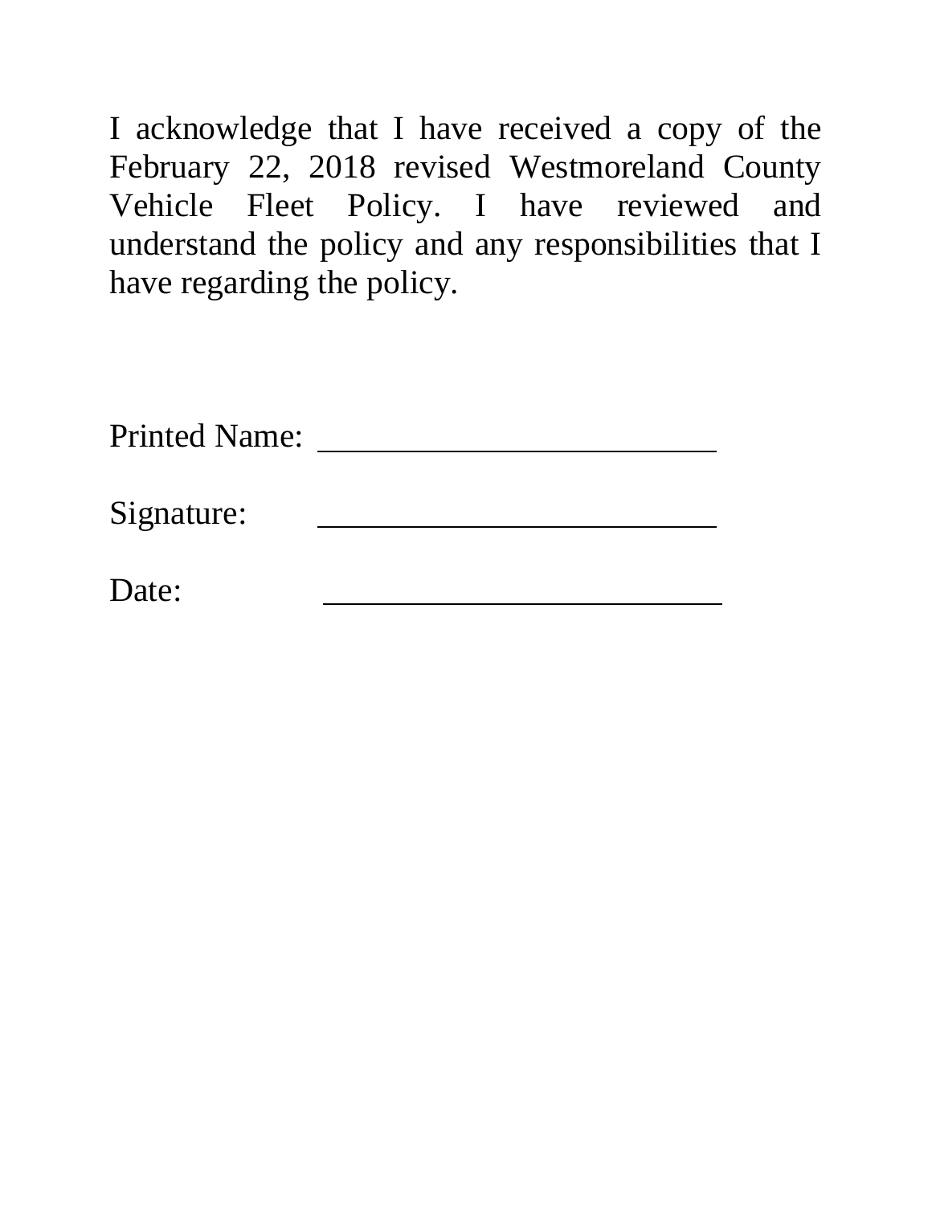I acknowledge that I have received a copy of the February 22, 2018 revised Westmoreland County Vehicle Fleet Policy. I have reviewed and understand the policy and any responsibilities that I have regarding the policy.

Printed Name: ____________________________

Signature: ____________________________

Date: ____________________________